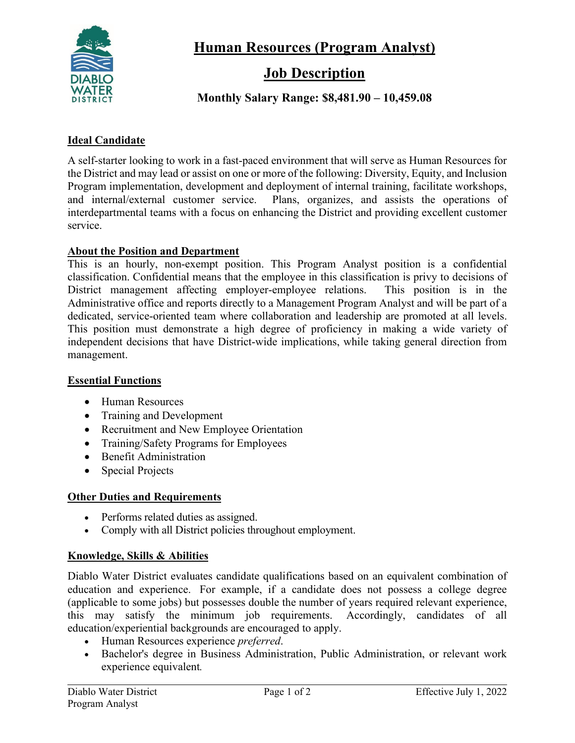# Human Resources (Program Analyst)

## Job Description

**Monthly Salary Range: $8,481.90 – 10,459.08**

### Ideal Candidate

A self-starter looking to work in a fast-paced environment that will serve as Human Resources for the District and may lead or assist on one or more of the following: Diversity, Equity, and Inclusion Program implementation, development and deployment of internal training, facilitate workshops, and internal/external customer service. Plans, organizes, and assists the operations of interdepartmental teams with a focus on enhancing the District and providing excellent customer service.

### About the Position and Department

This is an hourly, non-exempt position. This Program Analyst position is a confidential classification. Confidential means that the employee in this classification is privy to decisions of District management affecting employer-employee relations. This position is in the Administrative office and reports directly to a Management Program Analyst and will be part of a dedicated, service-oriented team where collaboration and leadership are promoted at all levels. This position must demonstrate a high degree of proficiency in making a wide variety of independent decisions that have District-wide implications, while taking general direction from management.

### Essential Functions

- Human Resources
- Training and Development
- Recruitment and New Employee Orientation
- Training/Safety Programs for Employees
- Benefit Administration
- Special Projects

### Other Duties and Requirements

- Performs related duties as assigned.
- Comply with all District policies throughout employment.

### Knowledge, Skills & Abilities

Diablo Water District evaluates candidate qualifications based on an equivalent combination of education and experience. For example, if a candidate does not possess a college degree (applicable to some jobs) but possesses double the number of years required relevant experience, this may satisfy the minimum job requirements. Accordingly, candidates of all education/experiential backgrounds are encouraged to apply.

- Human Resources experience *preferred*.
- Bachelor's degree in Business Administration, Public Administration, or relevant work experience equivalent.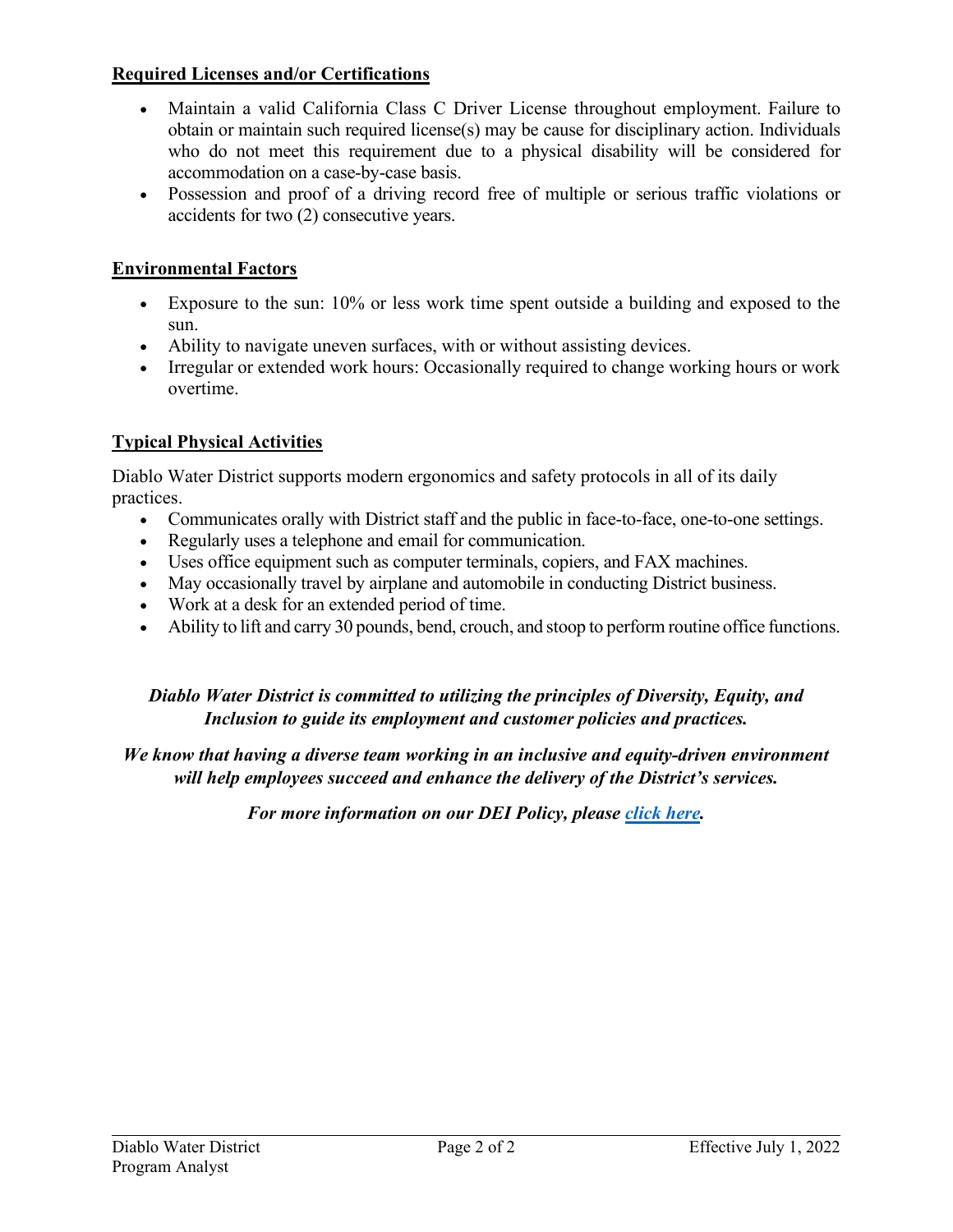**Required Licenses and/or Certifications**

- Maintain a valid California Class C Driver License throughout employment. Failure to obtain or maintain such required license(s) may be cause for disciplinary action. Individuals who do not meet this requirement due to a physical disability will be considered for accommodation on a case-by-case basis.
- Possession and proof of a driving record free of multiple or serious traffic violations or accidents for two (2) consecutive years.

**Environmental Factors**

- Exposure to the sun: 10% or less work time spent outside a building and exposed to the sun.
- Ability to navigate uneven surfaces, with or without assisting devices.
- Irregular or extended work hours: Occasionally required to change working hours or work overtime.

**Typical Physical Activities**

Diablo Water District supports modern ergonomics and safety protocols in all of its daily practices.

- Communicates orally with District staff and the public in face-to-face, one-to-one settings.
- Regularly uses a telephone and email for communication.
- Uses office equipment such as computer terminals, copiers, and FAX machines.
- May occasionally travel by airplane and automobile in conducting District business.
- Work at a desk for an extended period of time.
- Ability to lift and carry 30 pounds, bend, crouch, and stoop to perform routine office functions.

***Diablo Water District is committed to utilizing the principles of Diversity, Equity, and Inclusion to guide its employment and customer policies and practices.***

***We know that having a diverse team working in an inclusive and equity-driven environment will help employees succeed and enhance the delivery of the District's services.***

***For more information on our DEI Policy, please click here.***